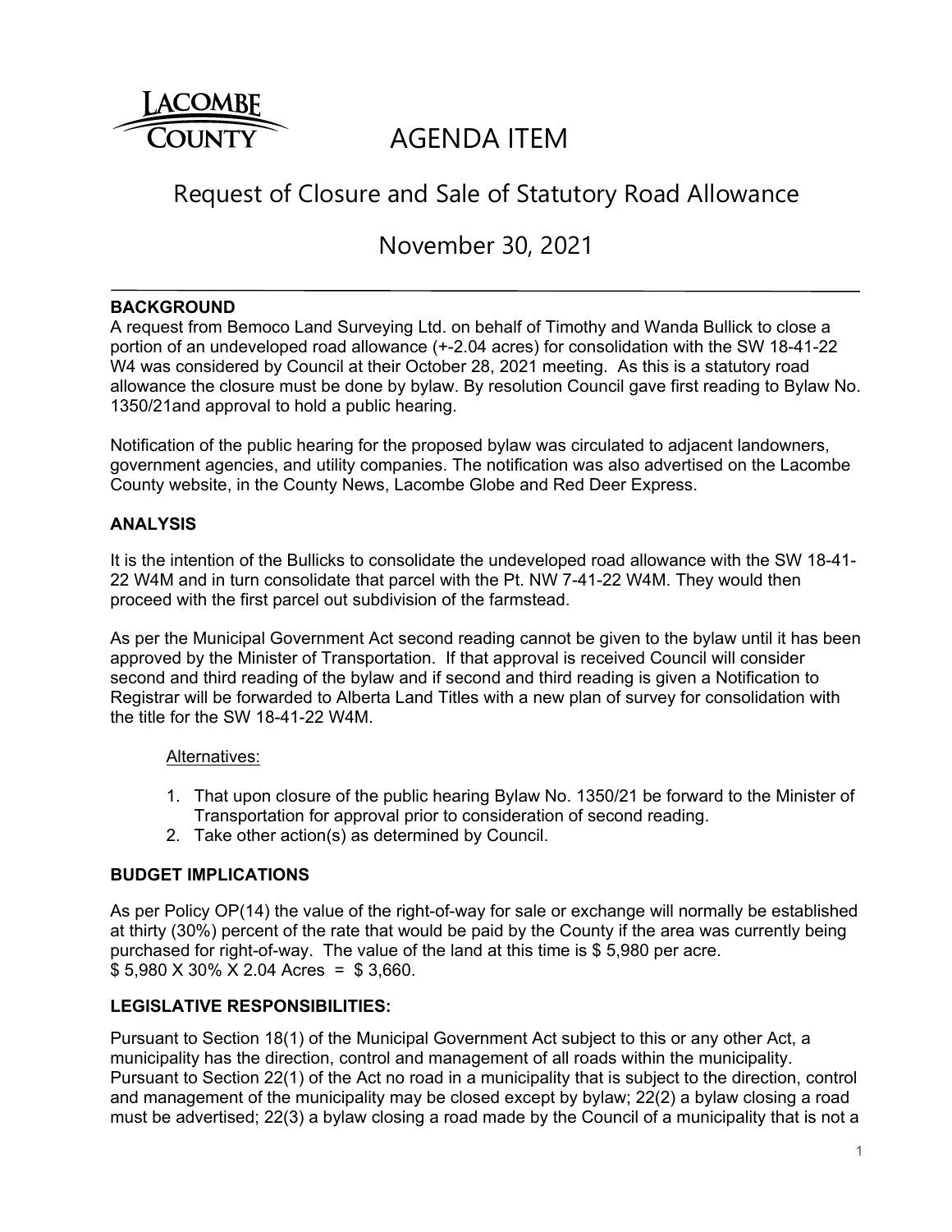# AGENDA ITEM

## Request of Closure and Sale of Statutory Road Allowance

## November 30, 2021

---

**BACKGROUND**

A request from Bemoco Land Surveying Ltd. on behalf of Timothy and Wanda Bullick to close a portion of an undeveloped road allowance (+-2.04 acres) for consolidation with the SW 18-41-22 W4 was considered by Council at their October 28, 2021 meeting. As this is a statutory road allowance the closure must be done by bylaw. By resolution Council gave first reading to Bylaw No. 1350/21and approval to hold a public hearing.

Notification of the public hearing for the proposed bylaw was circulated to adjacent landowners, government agencies, and utility companies. The notification was also advertised on the Lacombe County website, in the County News, Lacombe Globe and Red Deer Express.

**ANALYSIS**

It is the intention of the Bullicks to consolidate the undeveloped road allowance with the SW 18-41-22 W4M and in turn consolidate that parcel with the Pt. NW 7-41-22 W4M. They would then proceed with the first parcel out subdivision of the farmstead.

As per the Municipal Government Act second reading cannot be given to the bylaw until it has been approved by the Minister of Transportation. If that approval is received Council will consider second and third reading of the bylaw and if second and third reading is given a Notification to Registrar will be forwarded to Alberta Land Titles with a new plan of survey for consolidation with the title for the SW 18-41-22 W4M.

Alternatives:

1. That upon closure of the public hearing Bylaw No. 1350/21 be forward to the Minister of Transportation for approval prior to consideration of second reading.
2. Take other action(s) as determined by Council.

**BUDGET IMPLICATIONS**

As per Policy OP(14) the value of the right-of-way for sale or exchange will normally be established at thirty (30%) percent of the rate that would be paid by the County if the area was currently being purchased for right-of-way. The value of the land at this time is $ 5,980 per acre.
$ 5,980 X 30% X 2.04 Acres = $ 3,660.

**LEGISLATIVE RESPONSIBILITIES:**

Pursuant to Section 18(1) of the Municipal Government Act subject to this or any other Act, a municipality has the direction, control and management of all roads within the municipality. Pursuant to Section 22(1) of the Act no road in a municipality that is subject to the direction, control and management of the municipality may be closed except by bylaw; 22(2) a bylaw closing a road must be advertised; 22(3) a bylaw closing a road made by the Council of a municipality that is not a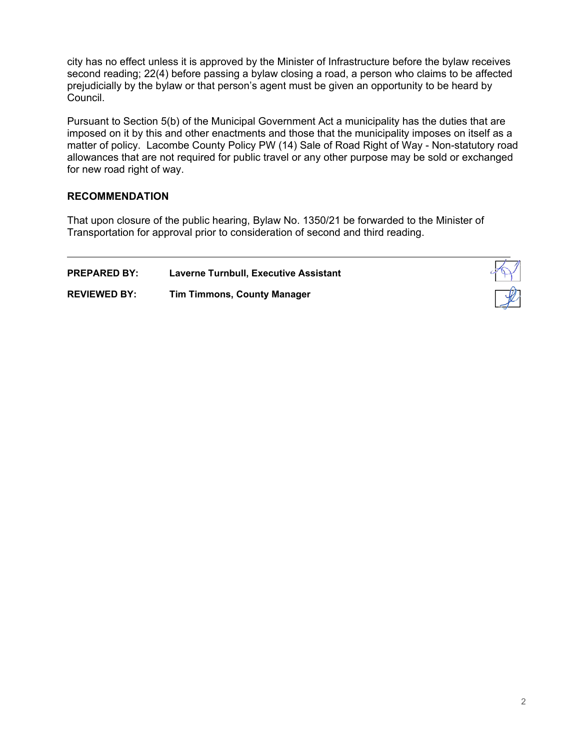city has no effect unless it is approved by the Minister of Infrastructure before the bylaw receives second reading; 22(4) before passing a bylaw closing a road, a person who claims to be affected prejudicially by the bylaw or that person's agent must be given an opportunity to be heard by Council.

Pursuant to Section 5(b) of the Municipal Government Act a municipality has the duties that are imposed on it by this and other enactments and those that the municipality imposes on itself as a matter of policy. Lacombe County Policy PW (14) Sale of Road Right of Way - Non-statutory road allowances that are not required for public travel or any other purpose may be sold or exchanged for new road right of way.

**RECOMMENDATION**

That upon closure of the public hearing, Bylaw No. 1350/21 be forwarded to the Minister of Transportation for approval prior to consideration of second and third reading.

---

**PREPARED BY:** **Laverne Turnbull, Executive Assistant**

**REVIEWED BY:** **Tim Timmons, County Manager**